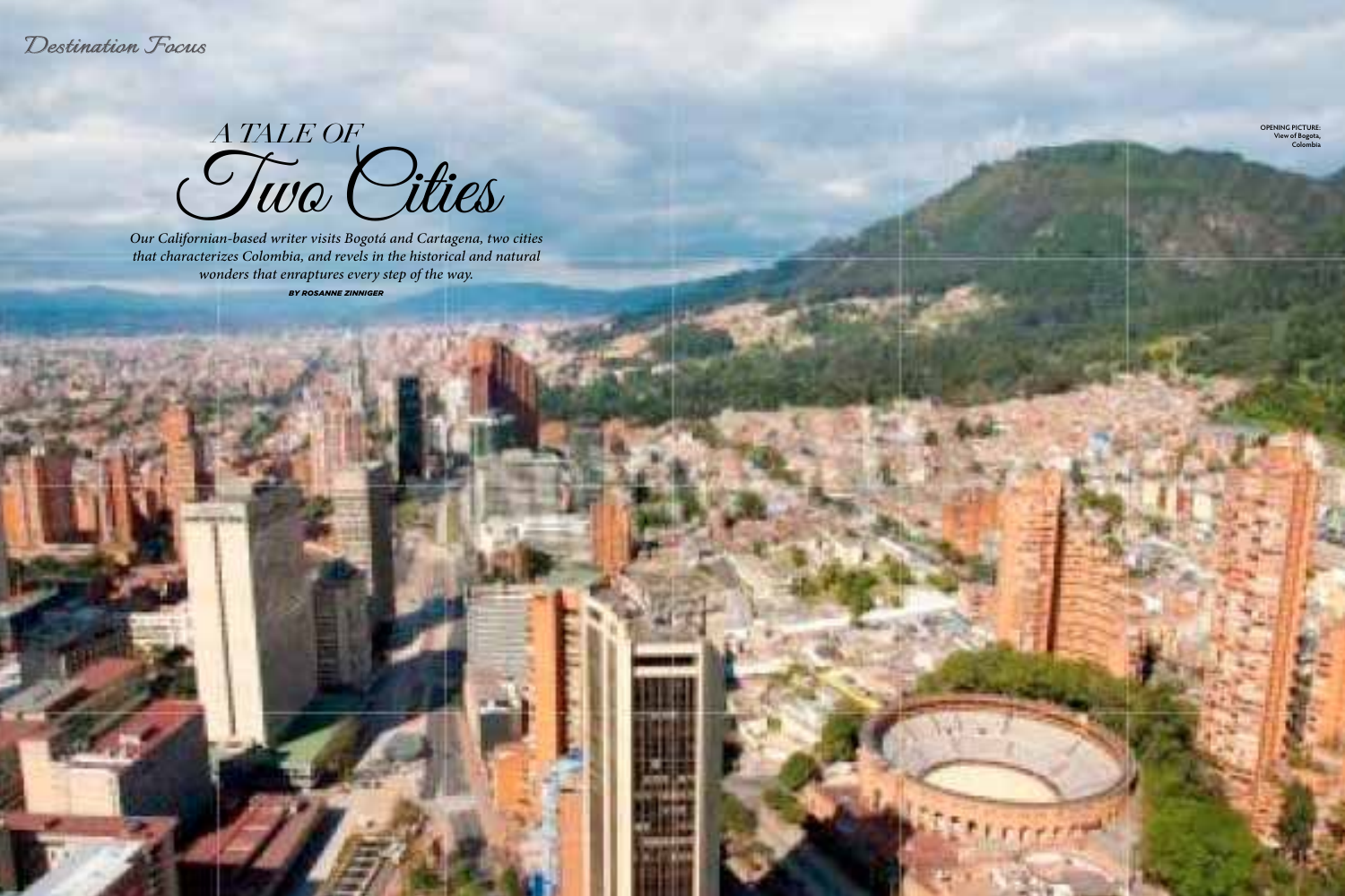# A TALE OF Two Cities

*Our Californian-based writer visits Bogotá and Cartagena, two cities that characterizes Colombia, and revels in the historical and natural wonders that enraptures every step of the way.*

***BY ROSANNE ZINNIGER***

**OPENING PICTURE:** View of Bogota, Colombia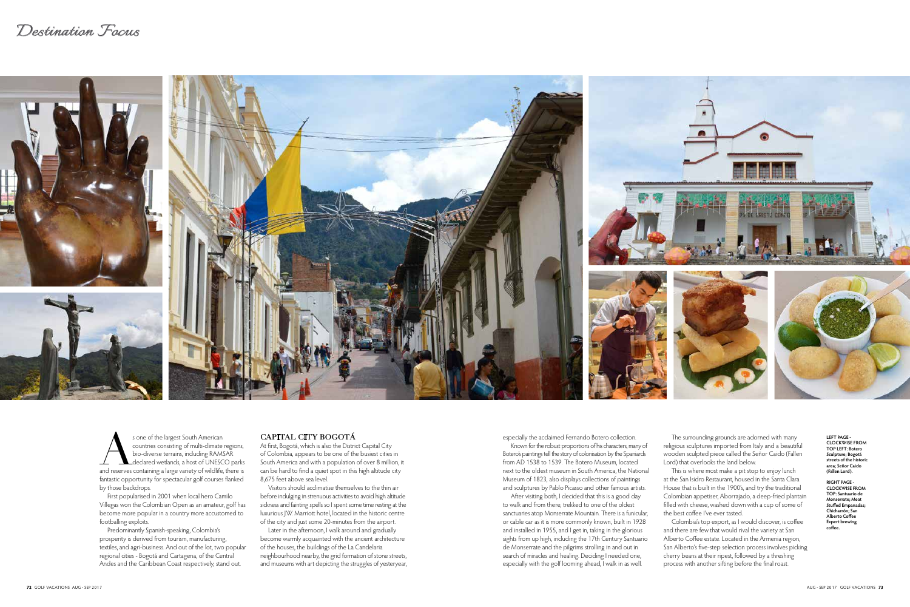# Destination Focus

As one of the largest South American countries consisting of multi-climate regions, bio-diverse terrains, including RAMSAR declared wetlands, a host of UNESCO parks and reserves containing a large variety of wildlife, there is fantastic opportunity for spectacular golf courses flanked by those backdrops.

First popularised in 2001 when local hero Camilo Villegas won the Colombian Open as an amateur, golf has become more popular in a country more accustomed to footballing exploits.

Predominantly Spanish-speaking, Colombia's prosperity is derived from tourism, manufacturing, textiles, and agri-business. And out of the lot, two popular regional cities - Bogotá and Cartagena, of the Central Andes and the Caribbean Coast respectively, stand out.

## CAPITAL CITY BOGOTÁ

At first, Bogotá, which is also the District Capital City of Colombia, appears to be one of the busiest cities in South America and with a population of over 8 million, it can be hard to find a quiet spot in this high altitude city 8,675 feet above sea level.

Visitors should acclimatise themselves to the thin air before indulging in strenuous activities to avoid high altitude sickness and fainting spells so I spent some time resting at the luxurious J.W. Marriott hotel, located in the historic centre of the city and just some 20-minutes from the airport.

Later in the afternoon, I walk around and gradually become warmly acquainted with the ancient architecture of the houses, the buildings of the La Candelaria neighbourhood nearby, the grid formation of stone streets, and museums with art depicting the struggles of yesteryear, especially the acclaimed Fernando Botero collection.

Known for the robust proportions of his characters, many of Botero's paintings tell the story of colonisation by the Spaniards from AD 1538 to 1539. The Botero Museum, located next to the oldest museum in South America, the National Museum of 1823, also displays collections of paintings and sculptures by Pablo Picasso and other famous artists.

After visiting both, I decided that this is a good day to walk and from there, trekked to one of the oldest sanctuaries atop Monserrate Mountain. There is a funicular, or cable car as it is more commonly known, built in 1928 and installed in 1955, and I get in, taking in the glorious sights from up high, including the 17th Century Santuario de Monserrate and the pilgrims strolling in and out in search of miracles and healing. Deciding I needed one, especially with the golf looming ahead, I walk in as well.

The surrounding grounds are adorned with many religious sculptures imported from Italy and a beautiful wooden sculpted piece called the Señor Caido (Fallen Lord) that overlooks the land below.

This is where most make a pit stop to enjoy lunch at the San Isidro Restaurant, housed in the Santa Clara House that is built in the 1900's, and try the traditional Colombian appetiser, Aborrajado, a deep-fried plantain filled with cheese, washed down with a cup of some of the best coffee I've ever tasted.

Colombia's top export, as I would discover, is coffee and there are few that would rival the variety at San Alberto Coffee estate. Located in the Armenia region, San Alberto's five-step selection process involves picking cherry beans at their ripest, followed by a threshing process with another sifting before the final roast.

**LEFT PAGE - CLOCKWISE FROM TOP LEFT: Botero Sculpture; Bogotá streets of the historic area; Señor Caido (Fallen Lord).**

**RIGHT PAGE - CLOCKWISE FROM TOP: Santuario de Monserrate; Meat Stuffed Empanadas; Chicharrón; San Alberto Coffee Expert brewing coffee.**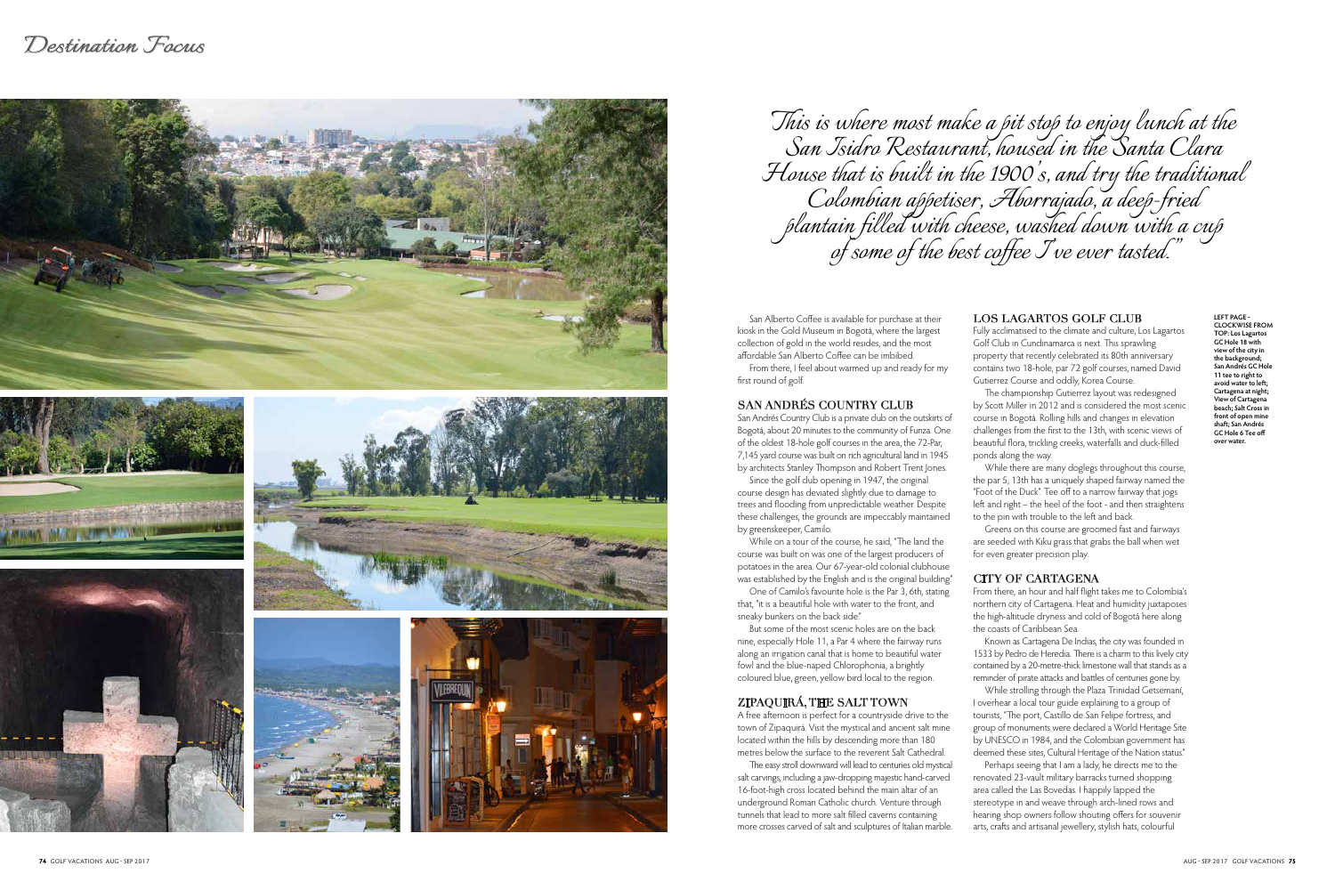*This is where most make a pit stop to enjoy lunch at the San Isidro Restaurant, housed in the Santa Clara House that is built in the 1900's, and try the traditional Colombian appetiser, Aborrajado, a deep-fried plantain filled with cheese, washed down with a cup of some of the best coffee I've ever tasted."*

San Alberto Coffee is available for purchase at their kiosk in the Gold Museum in Bogotá, where the largest collection of gold in the world resides, and the most affordable San Alberto Coffee can be imbibed.

From there, I feel about warmed up and ready for my first round of golf.

## SAN ANDRÉS COUNTRY CLUB

San Andrés Country Club is a private club on the outskirts of Bogotá, about 20 minutes to the community of Funza. One of the oldest 18-hole golf courses in the area, the 72-Par, 7,145 yard course was built on rich agricultural land in 1945 by architects Stanley Thompson and Robert Trent Jones.

Since the golf club opening in 1947, the original course design has deviated slightly due to damage to trees and flooding from unpredictable weather. Despite these challenges, the grounds are impeccably maintained by greenskeeper, Camilo.

While on a tour of the course, he said, "The land the course was built on was one of the largest producers of potatoes in the area. Our 67-year-old colonial clubhouse was established by the English and is the original building."

One of Camilo's favourite hole is the Par 3, 6th, stating that, "it is a beautiful hole with water to the front, and sneaky bunkers on the back side."

But some of the most scenic holes are on the back nine, especially Hole 11, a Par 4 where the fairway runs along an irrigation canal that is home to beautiful water fowl and the blue-naped Chlorophonia, a brightly coloured blue, green, yellow bird local to the region.

## ZIPAQUIRÁ, THE SALT TOWN

A free afternoon is perfect for a countryside drive to the town of Zipaquirá. Visit the mystical and ancient salt mine located within the hills by descending more than 180 metres below the surface to the reverent Salt Cathedral.

The easy stroll downward will lead to centuries old mystical salt carvings, including a jaw-dropping majestic hand-carved 16-foot-high cross located behind the main altar of an underground Roman Catholic church. Venture through tunnels that lead to more salt filled caverns containing more crosses carved of salt and sculptures of Italian marble.

## LOS LAGARTOS GOLF CLUB

Fully acclimatised to the climate and culture, Los Lagartos Golf Club in Cundinamarca is next. This sprawling property that recently celebrated its 80th anniversary contains two 18-hole, par 72 golf courses, named David Gutierrez Course and oddly, Korea Course.

The championship Gutierrez layout was redesigned by Scott Miller in 2012 and is considered the most scenic course in Bogotá. Rolling hills and changes in elevation challenges from the first to the 13th, with scenic views of beautiful flora, trickling creeks, waterfalls and duck-filled ponds along the way.

While there are many doglegs throughout this course, the par 5, 13th has a uniquely shaped fairway named the "Foot of the Duck". Tee off to a narrow fairway that jogs left and right – the heel of the foot - and then straightens to the pin with trouble to the left and back.

Greens on this course are groomed fast and fairways are seeded with Kiku grass that grabs the ball when wet for even greater precision play.

## CITY OF CARTAGENA

From there, an hour and half flight takes me to Colombia's northern city of Cartagena. Heat and humidity juxtaposes the high-altitude dryness and cold of Bogotá here along the coasts of Caribbean Sea.

Known as Cartagena De Indias, the city was founded in 1533 by Pedro de Heredia. There is a charm to this lively city contained by a 20-metre-thick limestone wall that stands as a reminder of pirate attacks and battles of centuries gone by.

While strolling through the Plaza Trinidad Getsemaní, I overhear a local tour guide explaining to a group of tourists, "The port, Castillo de San Felipe fortress, and group of monuments were declared a World Heritage Site by UNESCO in 1984, and the Colombian government has deemed these sites, Cultural Heritage of the Nation status."

Perhaps seeing that I am a lady, he directs me to the renovated 23-vault military barracks turned shopping area called the Las Bovedas. I happily lapped the stereotype in and weave through arch-lined rows and hearing shop owners follow shouting offers for souvenir arts, crafts and artisanal jewellery, stylish hats, colourful

**LEFT PAGE - CLOCKWISE FROM TOP: Los Lagartos GC Hole 18 with view of the city in the background; San Andrés GC Hole 11 tee to right to avoid water to left; Cartagena at night; View of Cartagena beach; Salt Cross in front of open mine shaft; San Andrés GC Hole 6 Tee off over water.**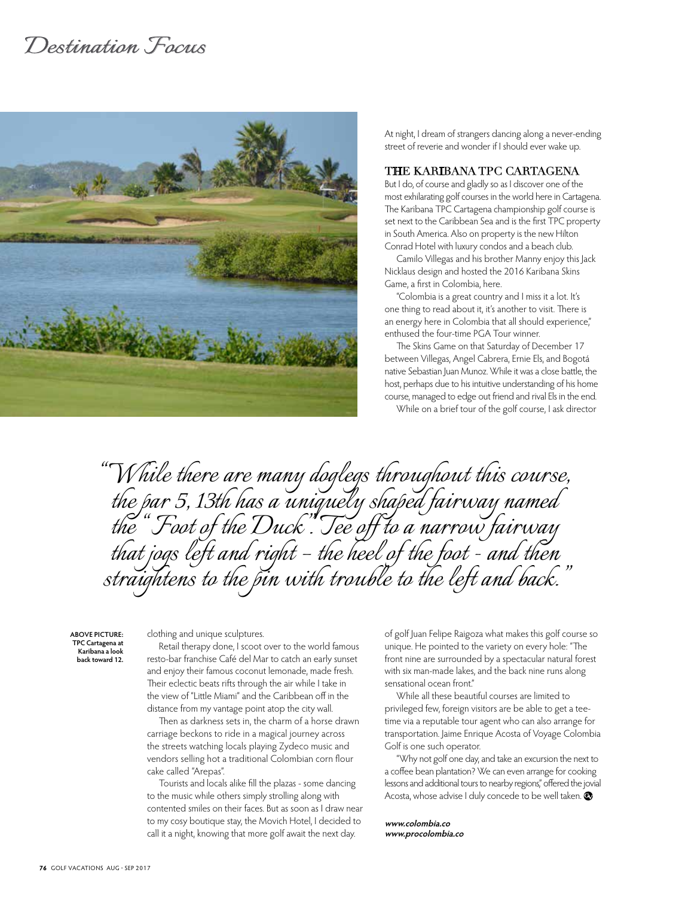At night, I dream of strangers dancing along a never-ending street of reverie and wonder if I should ever wake up.

## THE KARIBANA TPC CARTAGENA

But I do, of course and gladly so as I discover one of the most exhilarating golf courses in the world here in Cartagena. The Karibana TPC Cartagena championship golf course is set next to the Caribbean Sea and is the first TPC property in South America. Also on property is the new Hilton Conrad Hotel with luxury condos and a beach club.

Camilo Villegas and his brother Manny enjoy this Jack Nicklaus design and hosted the 2016 Karibana Skins Game, a first in Colombia, here.

"Colombia is a great country and I miss it a lot. It's one thing to read about it, it's another to visit. There is an energy here in Colombia that all should experience," enthused the four-time PGA Tour winner.

The Skins Game on that Saturday of December 17 between Villegas, Angel Cabrera, Ernie Els, and Bogotá native Sebastian Juan Munoz. While it was a close battle, the host, perhaps due to his intuitive understanding of his home course, managed to edge out friend and rival Els in the end.

While on a brief tour of the golf course, I ask director of golf Juan Felipe Raigoza what makes this golf course so unique. He pointed to the variety on every hole: "The front nine are surrounded by a spectacular natural forest with six man-made lakes, and the back nine runs along sensational ocean front."

*"While there are many doglegs throughout this course, the par 5, 13th has a uniquely shaped fairway named the "Foot of the Duck". Tee off to a narrow fairway that jogs left and right – the heel of the foot - and then straightens to the pin with trouble to the left and back."*

**ABOVE PICTURE: TPC Cartagena at Karibana a look back toward 12.**

clothing and unique sculptures.

Retail therapy done, I scoot over to the world famous resto-bar franchise Café del Mar to catch an early sunset and enjoy their famous coconut lemonade, made fresh. Their eclectic beats rifts through the air while I take in the view of "Little Miami" and the Caribbean off in the distance from my vantage point atop the city wall.

Then as darkness sets in, the charm of a horse drawn carriage beckons to ride in a magical journey across the streets watching locals playing Zydeco music and vendors selling hot a traditional Colombian corn flour cake called "Arepas".

Tourists and locals alike fill the plazas - some dancing to the music while others simply strolling along with contented smiles on their faces. But as soon as I draw near to my cosy boutique stay, the Movich Hotel, I decided to call it a night, knowing that more golf await the next day.

While all these beautiful courses are limited to privileged few, foreign visitors are be able to get a tee-time via a reputable tour agent who can also arrange for transportation. Jaime Enrique Acosta of Voyage Colombia Golf is one such operator.

"Why not golf one day, and take an excursion the next to a coffee bean plantation? We can even arrange for cooking lessons and additional tours to nearby regions," offered the jovial Acosta, whose advise I duly concede to be well taken.

***www.colombia.co***
***www.procolombia.co***